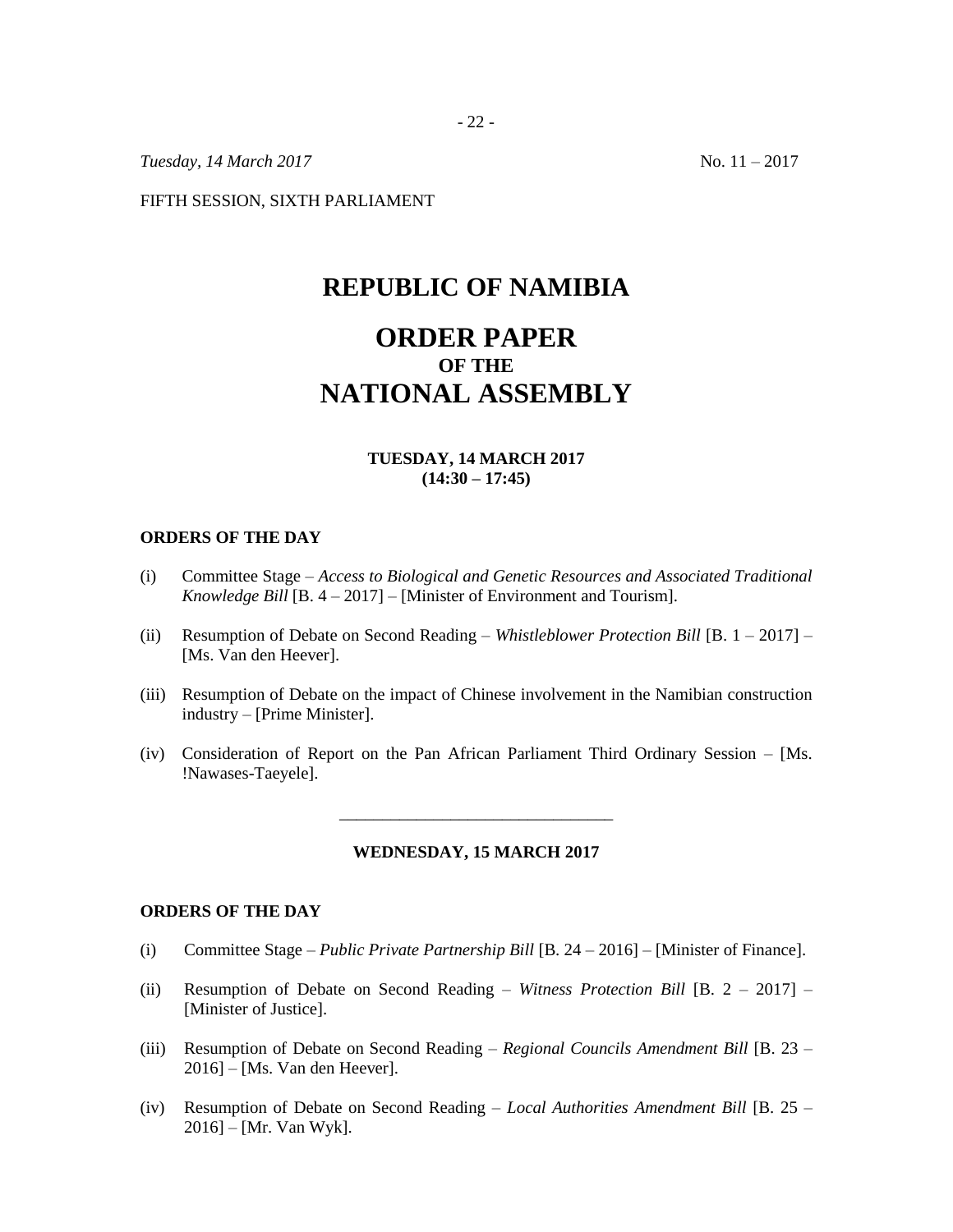*Tuesday, 14 March 2017* No. 11 – 2017

FIFTH SESSION, SIXTH PARLIAMENT

# REPUBLIC OF NAMIBIA

# ORDER PAPER
## OF THE
# NATIONAL ASSEMBLY

**TUESDAY, 14 MARCH 2017**
**(14:30 – 17:45)**

**ORDERS OF THE DAY**

(i) Committee Stage – *Access to Biological and Genetic Resources and Associated Traditional Knowledge Bill* [B. 4 – 2017] – [Minister of Environment and Tourism].

(ii) Resumption of Debate on Second Reading – *Whistleblower Protection Bill* [B. 1 – 2017] – [Ms. Van den Heever].

(iii) Resumption of Debate on the impact of Chinese involvement in the Namibian construction industry – [Prime Minister].

(iv) Consideration of Report on the Pan African Parliament Third Ordinary Session – [Ms. !Nawases-Taeyele].

---

**WEDNESDAY, 15 MARCH 2017**

**ORDERS OF THE DAY**

(i) Committee Stage – *Public Private Partnership Bill* [B. 24 – 2016] – [Minister of Finance].

(ii) Resumption of Debate on Second Reading – *Witness Protection Bill* [B. 2 – 2017] – [Minister of Justice].

(iii) Resumption of Debate on Second Reading – *Regional Councils Amendment Bill* [B. 23 – 2016] – [Ms. Van den Heever].

(iv) Resumption of Debate on Second Reading – *Local Authorities Amendment Bill* [B. 25 – 2016] – [Mr. Van Wyk].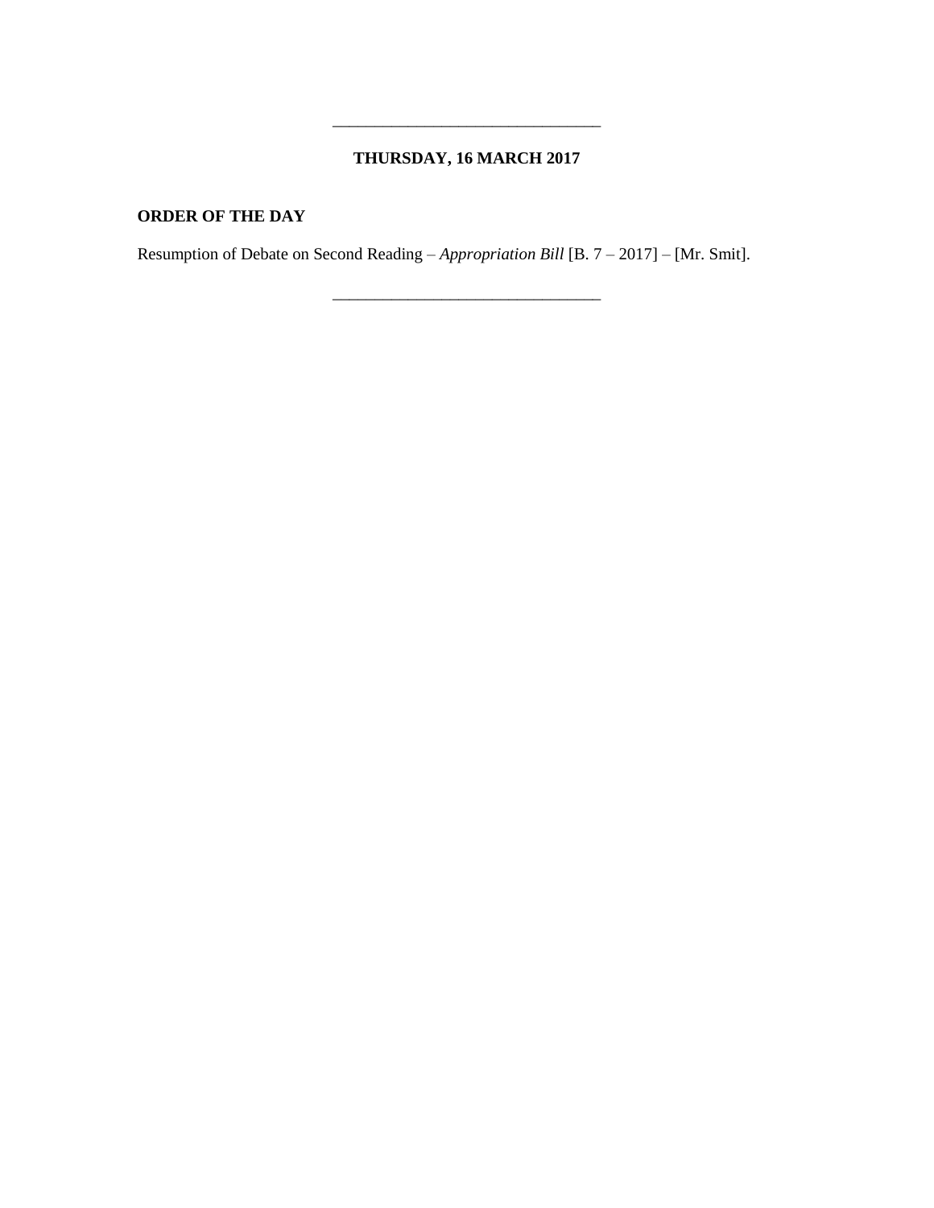---

**THURSDAY, 16 MARCH 2017**

**ORDER OF THE DAY**

Resumption of Debate on Second Reading – *Appropriation Bill* [B. 7 – 2017] – [Mr. Smit].

---